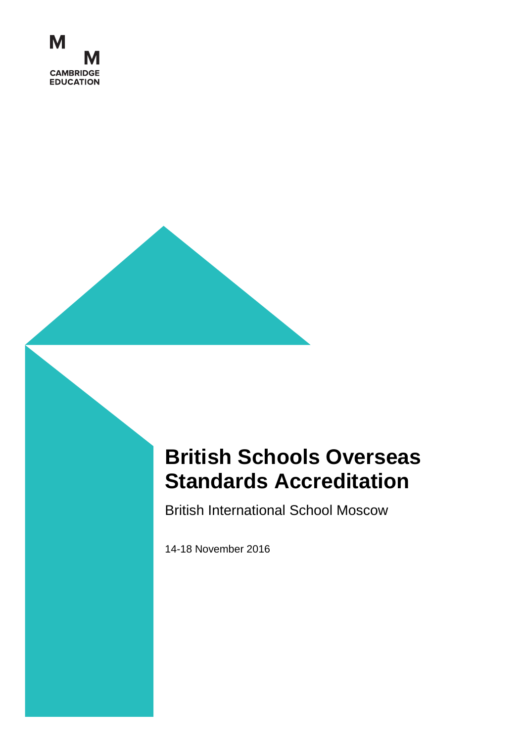M
M
CAMBRIDGE
EDUCATION

# British Schools Overseas Standards Accreditation

British International School Moscow

14-18 November 2016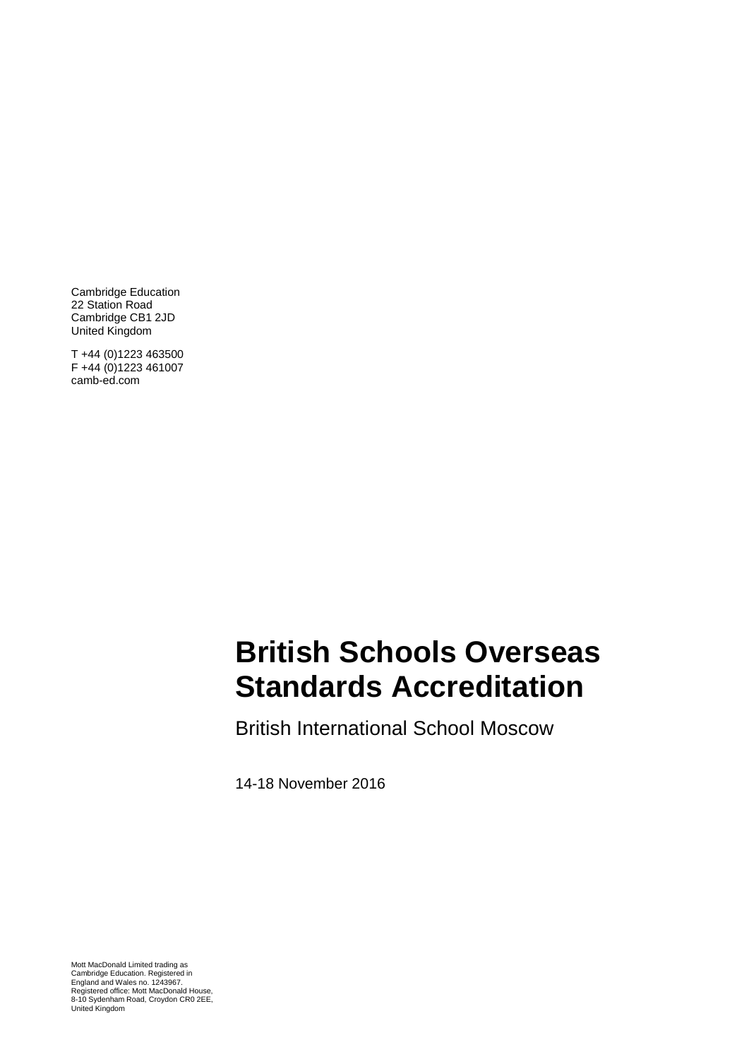Cambridge Education
22 Station Road
Cambridge CB1 2JD
United Kingdom

T +44 (0)1223 463500
F +44 (0)1223 461007
camb-ed.com

# British Schools Overseas Standards Accreditation

British International School Moscow

14-18 November 2016

Mott MacDonald Limited trading as Cambridge Education. Registered in England and Wales no. 1243967. Registered office: Mott MacDonald House, 8-10 Sydenham Road, Croydon CR0 2EE, United Kingdom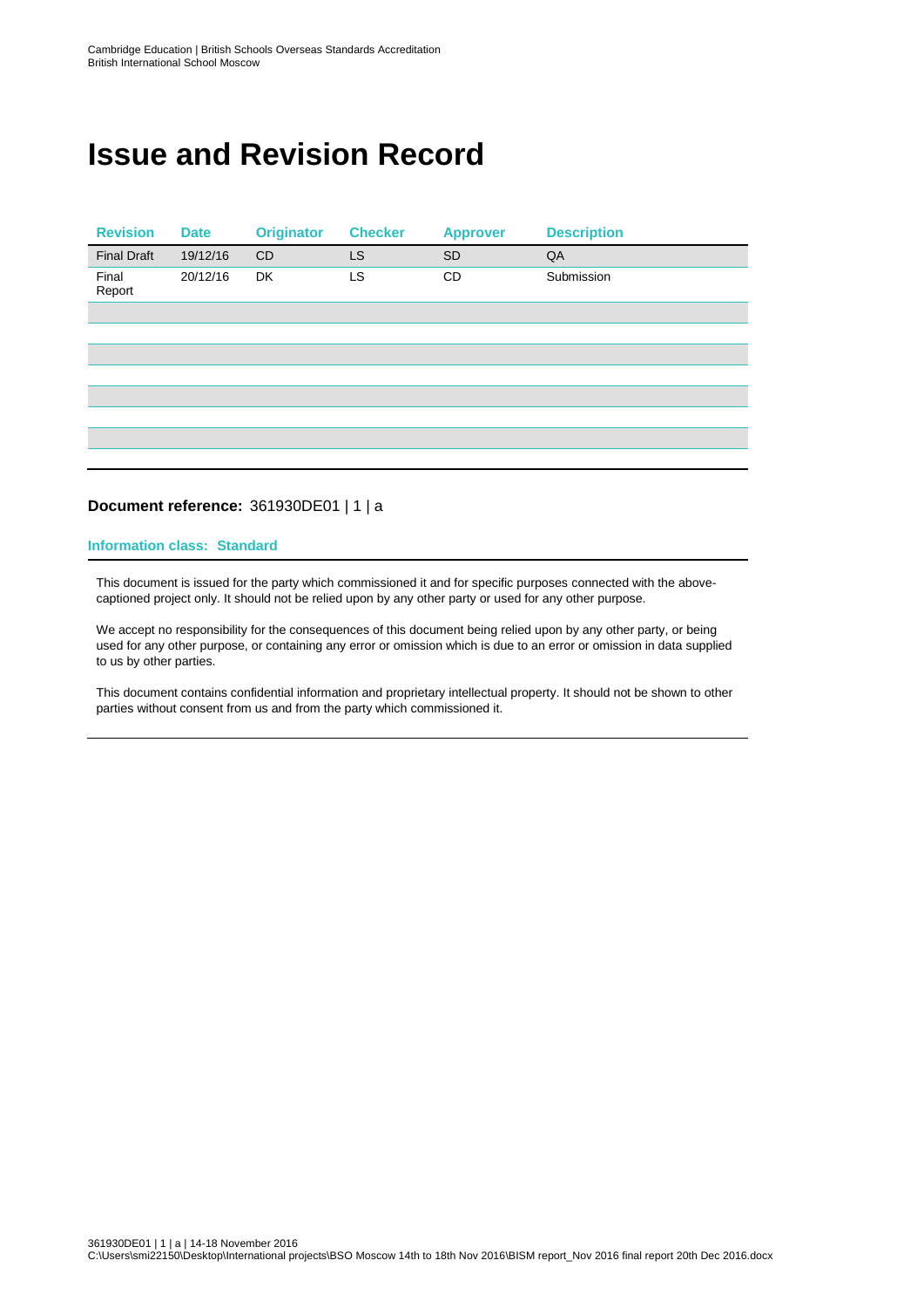# Issue and Revision Record

| Revision | Date | Originator | Checker | Approver | Description |
|---|---|---|---|---|---|
| Final Draft | 19/12/16 | CD | LS | SD | QA |
| Final Report | 20/12/16 | DK | LS | CD | Submission |
| | | | | | |
| | | | | | |
| | | | | | |
| | | | | | |
| | | | | | |
| | | | | | |
| | | | | | |

**Document reference:** 361930DE01 | 1 | a

**Information class: Standard**

This document is issued for the party which commissioned it and for specific purposes connected with the above-captioned project only. It should not be relied upon by any other party or used for any other purpose.

We accept no responsibility for the consequences of this document being relied upon by any other party, or being used for any other purpose, or containing any error or omission which is due to an error or omission in data supplied to us by other parties.

This document contains confidential information and proprietary intellectual property. It should not be shown to other parties without consent from us and from the party which commissioned it.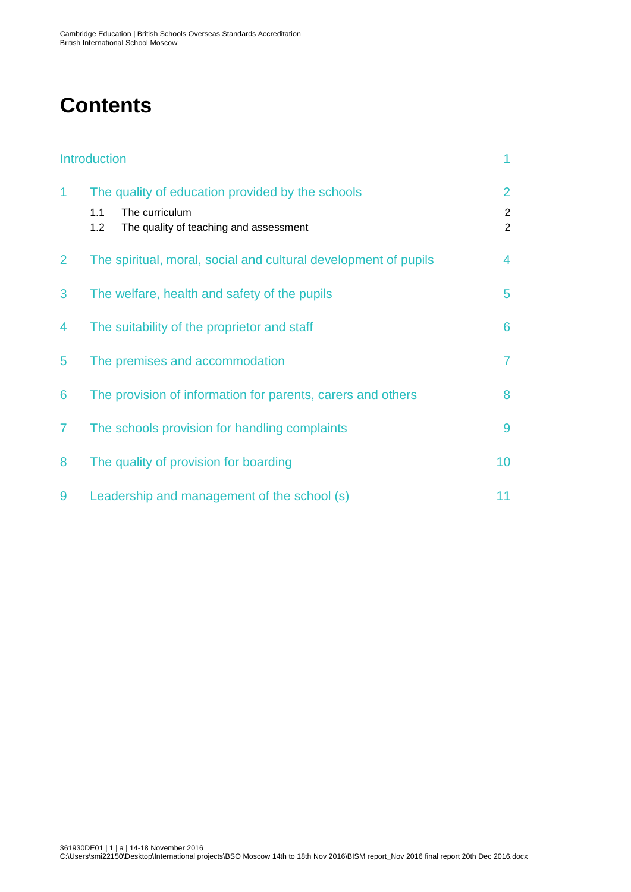# Contents

| | | |
|---|---|---|
| Introduction | | 1 |
| 1 | The quality of education provided by the schools | 2 |
| | 1.1 The curriculum | 2 |
| | 1.2 The quality of teaching and assessment | 2 |
| 2 | The spiritual, moral, social and cultural development of pupils | 4 |
| 3 | The welfare, health and safety of the pupils | 5 |
| 4 | The suitability of the proprietor and staff | 6 |
| 5 | The premises and accommodation | 7 |
| 6 | The provision of information for parents, carers and others | 8 |
| 7 | The schools provision for handling complaints | 9 |
| 8 | The quality of provision for boarding | 10 |
| 9 | Leadership and management of the school (s) | 11 |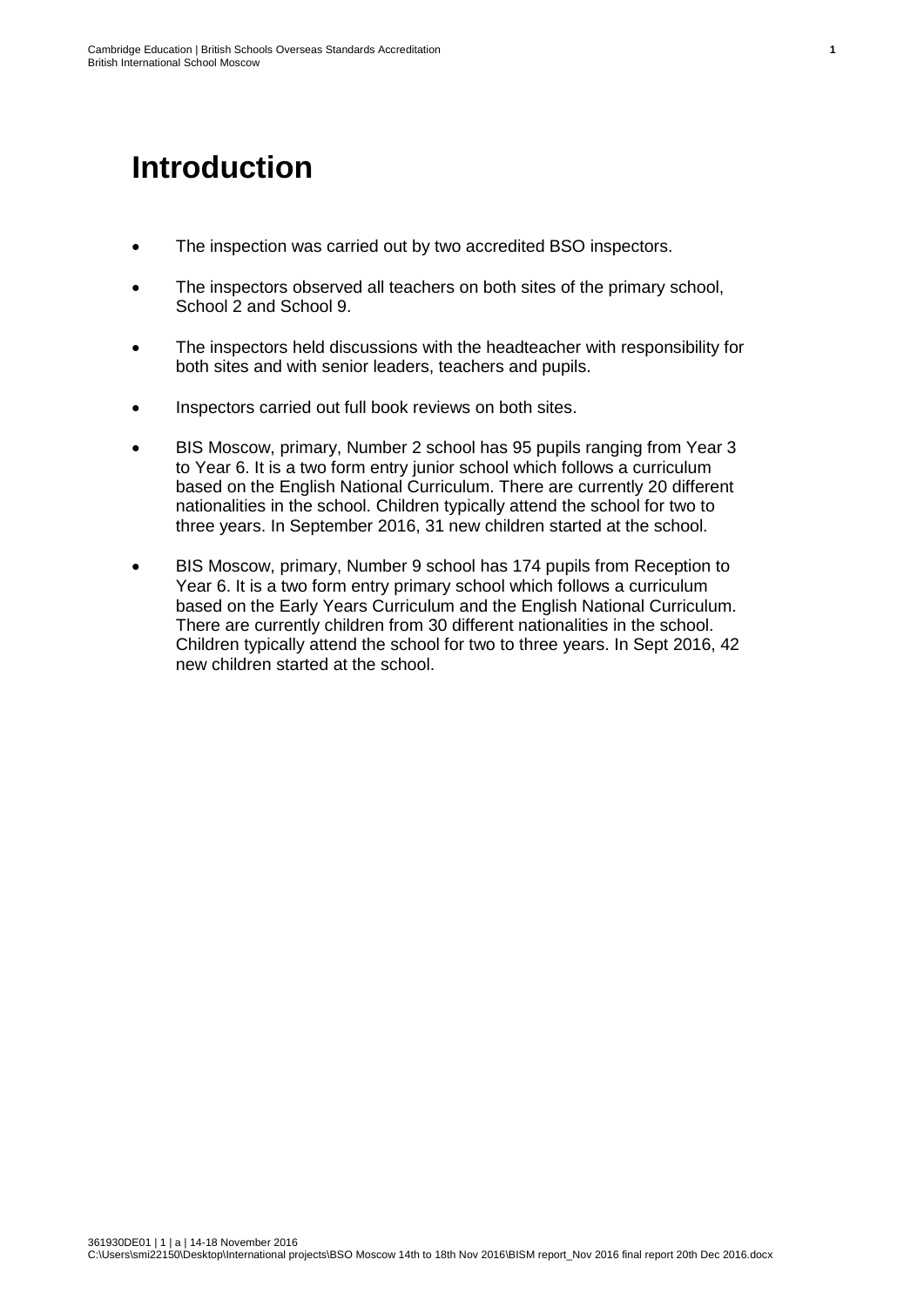# Introduction

- The inspection was carried out by two accredited BSO inspectors.
- The inspectors observed all teachers on both sites of the primary school, School 2 and School 9.
- The inspectors held discussions with the headteacher with responsibility for both sites and with senior leaders, teachers and pupils.
- Inspectors carried out full book reviews on both sites.
- BIS Moscow, primary, Number 2 school has 95 pupils ranging from Year 3 to Year 6. It is a two form entry junior school which follows a curriculum based on the English National Curriculum. There are currently 20 different nationalities in the school. Children typically attend the school for two to three years. In September 2016, 31 new children started at the school.
- BIS Moscow, primary, Number 9 school has 174 pupils from Reception to Year 6. It is a two form entry primary school which follows a curriculum based on the Early Years Curriculum and the English National Curriculum. There are currently children from 30 different nationalities in the school. Children typically attend the school for two to three years. In Sept 2016, 42 new children started at the school.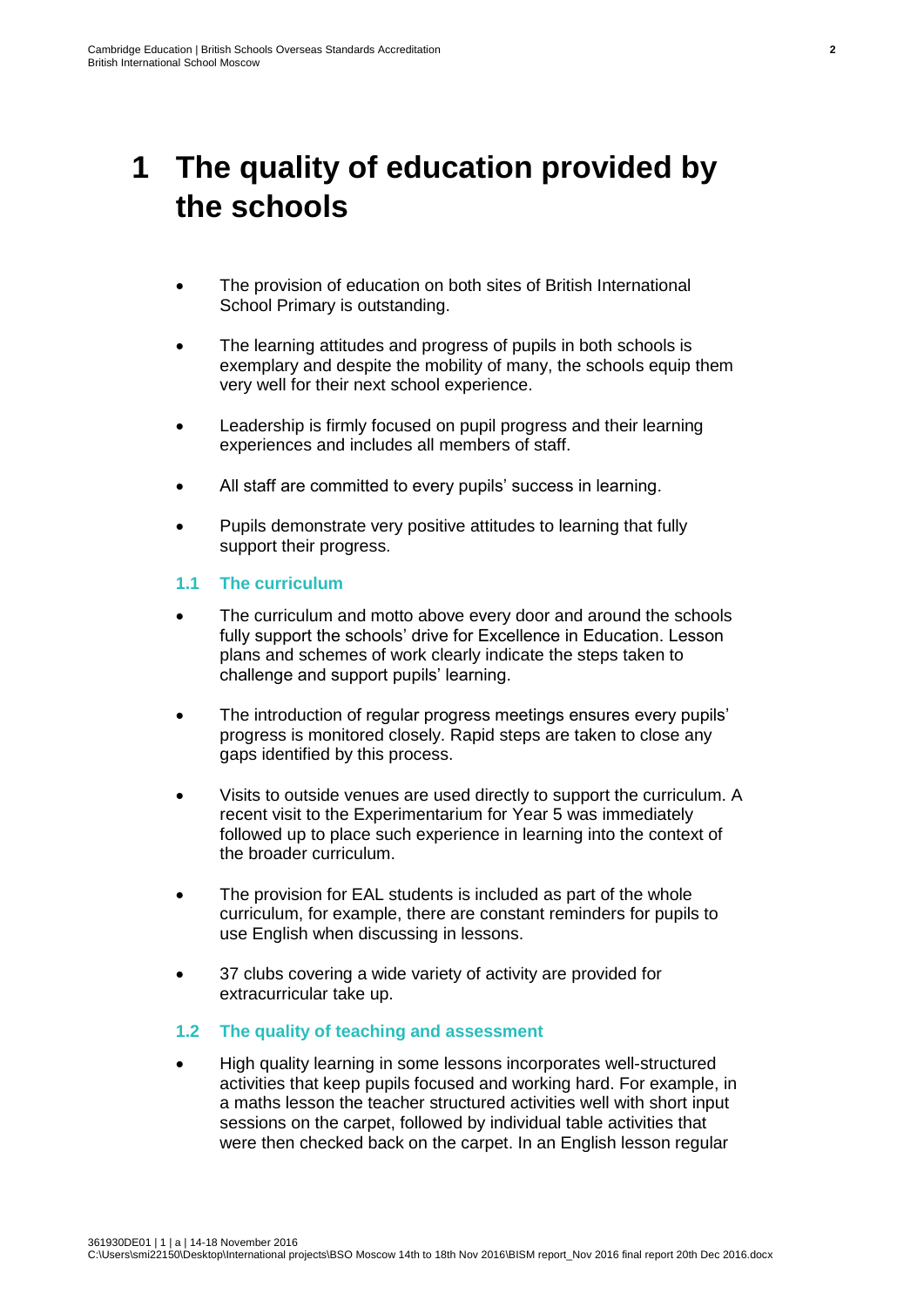# 1 The quality of education provided by the schools

- The provision of education on both sites of British International School Primary is outstanding.
- The learning attitudes and progress of pupils in both schools is exemplary and despite the mobility of many, the schools equip them very well for their next school experience.
- Leadership is firmly focused on pupil progress and their learning experiences and includes all members of staff.
- All staff are committed to every pupils' success in learning.
- Pupils demonstrate very positive attitudes to learning that fully support their progress.

## 1.1 The curriculum

- The curriculum and motto above every door and around the schools fully support the schools' drive for Excellence in Education. Lesson plans and schemes of work clearly indicate the steps taken to challenge and support pupils' learning.
- The introduction of regular progress meetings ensures every pupils' progress is monitored closely. Rapid steps are taken to close any gaps identified by this process.
- Visits to outside venues are used directly to support the curriculum. A recent visit to the Experimentarium for Year 5 was immediately followed up to place such experience in learning into the context of the broader curriculum.
- The provision for EAL students is included as part of the whole curriculum, for example, there are constant reminders for pupils to use English when discussing in lessons.
- 37 clubs covering a wide variety of activity are provided for extracurricular take up.

## 1.2 The quality of teaching and assessment

- High quality learning in some lessons incorporates well-structured activities that keep pupils focused and working hard. For example, in a maths lesson the teacher structured activities well with short input sessions on the carpet, followed by individual table activities that were then checked back on the carpet. In an English lesson regular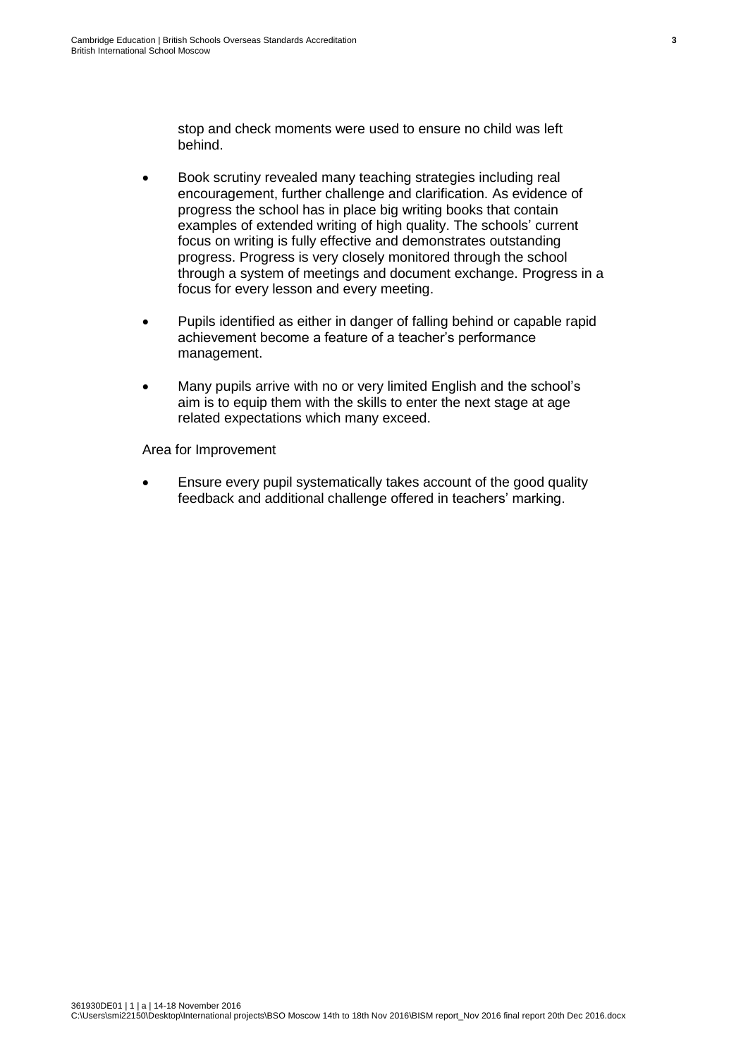stop and check moments were used to ensure no child was left behind.

- Book scrutiny revealed many teaching strategies including real encouragement, further challenge and clarification. As evidence of progress the school has in place big writing books that contain examples of extended writing of high quality. The schools' current focus on writing is fully effective and demonstrates outstanding progress. Progress is very closely monitored through the school through a system of meetings and document exchange. Progress in a focus for every lesson and every meeting.

- Pupils identified as either in danger of falling behind or capable rapid achievement become a feature of a teacher's performance management.

- Many pupils arrive with no or very limited English and the school's aim is to equip them with the skills to enter the next stage at age related expectations which many exceed.

Area for Improvement

- Ensure every pupil systematically takes account of the good quality feedback and additional challenge offered in teachers' marking.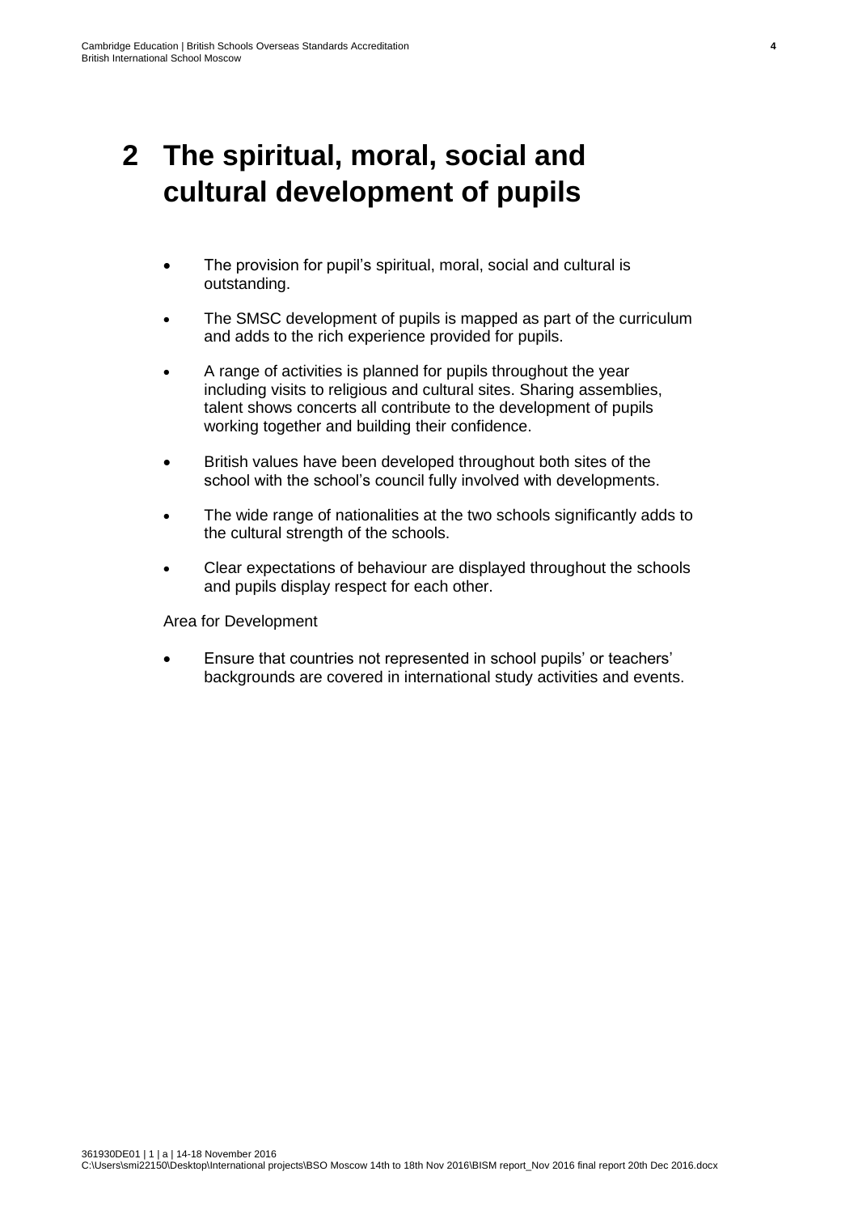# 2 The spiritual, moral, social and cultural development of pupils

- The provision for pupil's spiritual, moral, social and cultural is outstanding.
- The SMSC development of pupils is mapped as part of the curriculum and adds to the rich experience provided for pupils.
- A range of activities is planned for pupils throughout the year including visits to religious and cultural sites. Sharing assemblies, talent shows concerts all contribute to the development of pupils working together and building their confidence.
- British values have been developed throughout both sites of the school with the school's council fully involved with developments.
- The wide range of nationalities at the two schools significantly adds to the cultural strength of the schools.
- Clear expectations of behaviour are displayed throughout the schools and pupils display respect for each other.

Area for Development

- Ensure that countries not represented in school pupils' or teachers' backgrounds are covered in international study activities and events.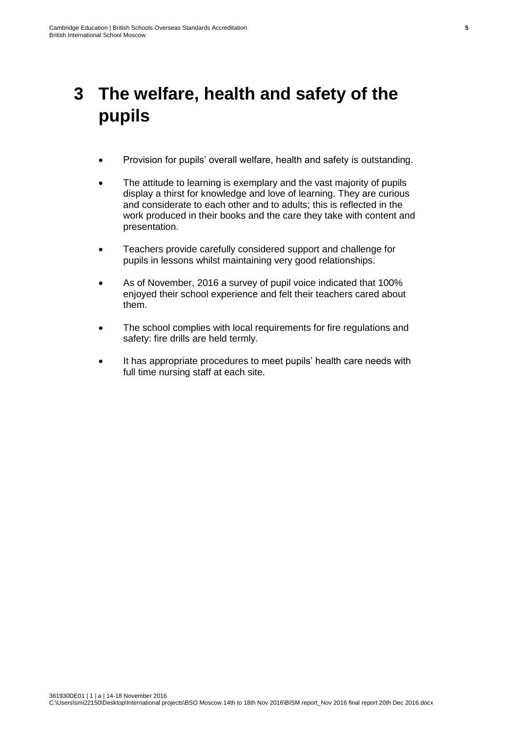# 3 The welfare, health and safety of the pupils

- Provision for pupils' overall welfare, health and safety is outstanding.
- The attitude to learning is exemplary and the vast majority of pupils display a thirst for knowledge and love of learning. They are curious and considerate to each other and to adults; this is reflected in the work produced in their books and the care they take with content and presentation.
- Teachers provide carefully considered support and challenge for pupils in lessons whilst maintaining very good relationships.
- As of November, 2016 a survey of pupil voice indicated that 100% enjoyed their school experience and felt their teachers cared about them.
- The school complies with local requirements for fire regulations and safety: fire drills are held termly.
- It has appropriate procedures to meet pupils' health care needs with full time nursing staff at each site.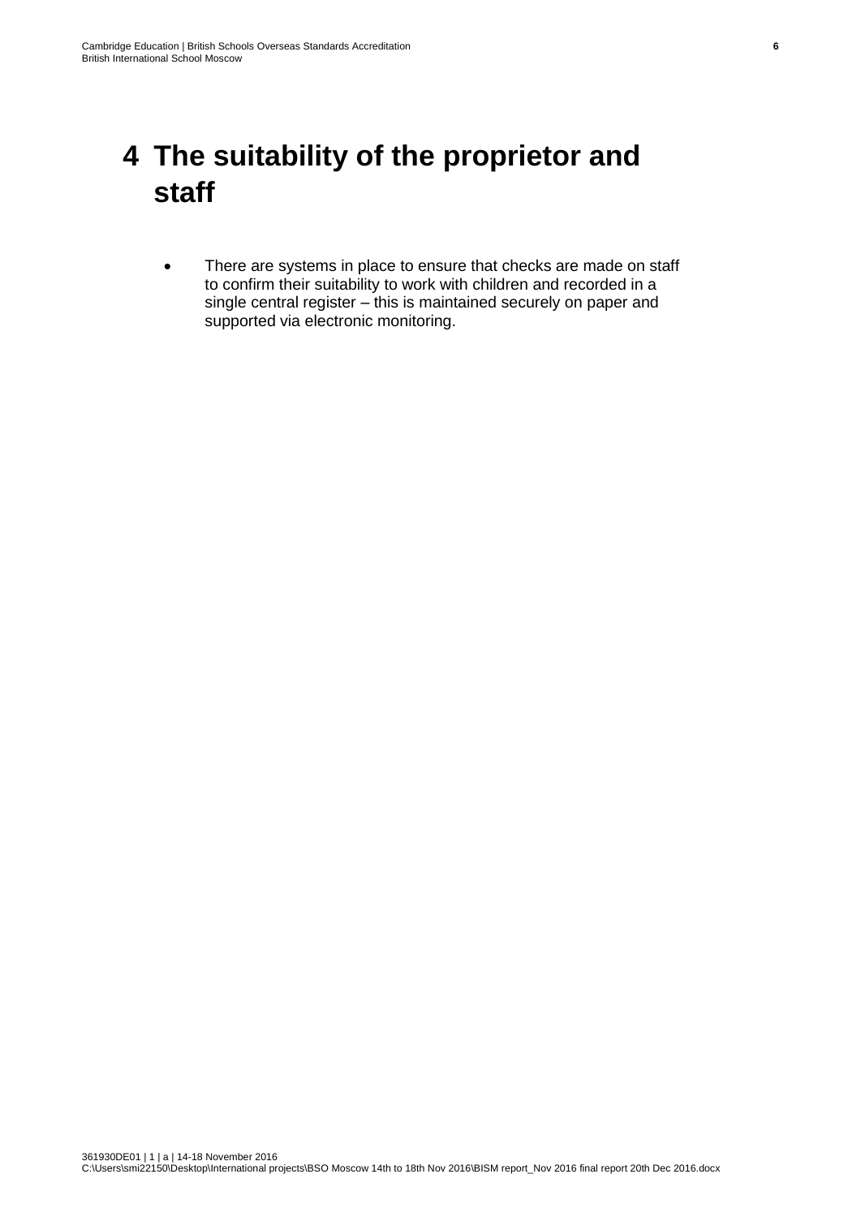# 4 The suitability of the proprietor and staff

- There are systems in place to ensure that checks are made on staff to confirm their suitability to work with children and recorded in a single central register – this is maintained securely on paper and supported via electronic monitoring.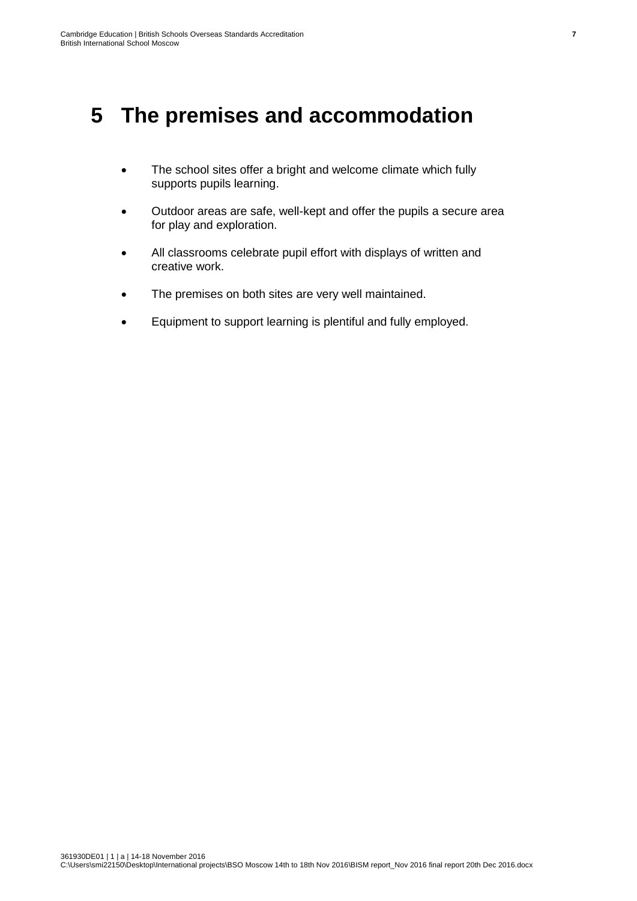# 5 The premises and accommodation

- The school sites offer a bright and welcome climate which fully supports pupils learning.
- Outdoor areas are safe, well-kept and offer the pupils a secure area for play and exploration.
- All classrooms celebrate pupil effort with displays of written and creative work.
- The premises on both sites are very well maintained.
- Equipment to support learning is plentiful and fully employed.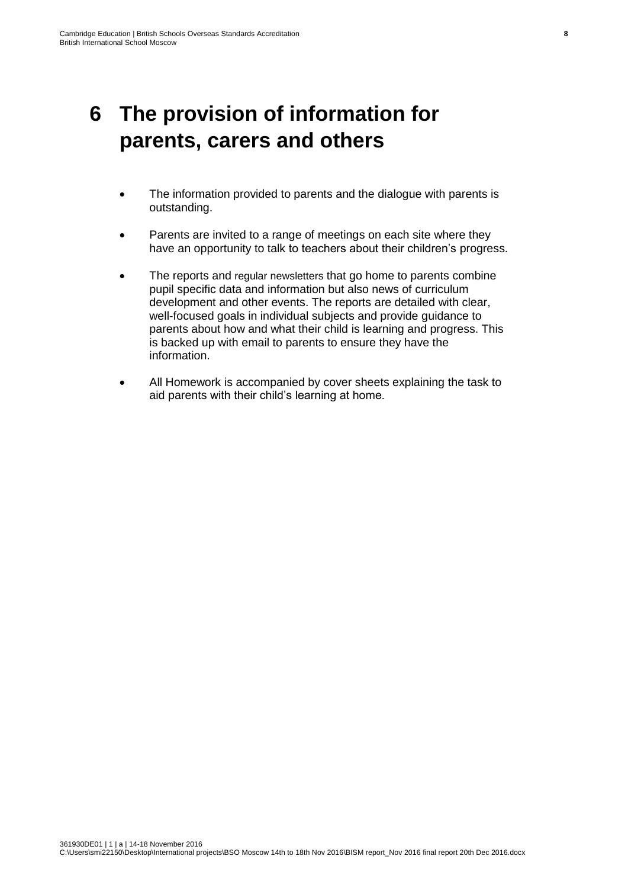# 6 The provision of information for parents, carers and others

- The information provided to parents and the dialogue with parents is outstanding.
- Parents are invited to a range of meetings on each site where they have an opportunity to talk to teachers about their children's progress.
- The reports and regular newsletters that go home to parents combine pupil specific data and information but also news of curriculum development and other events. The reports are detailed with clear, well-focused goals in individual subjects and provide guidance to parents about how and what their child is learning and progress. This is backed up with email to parents to ensure they have the information.
- All Homework is accompanied by cover sheets explaining the task to aid parents with their child's learning at home.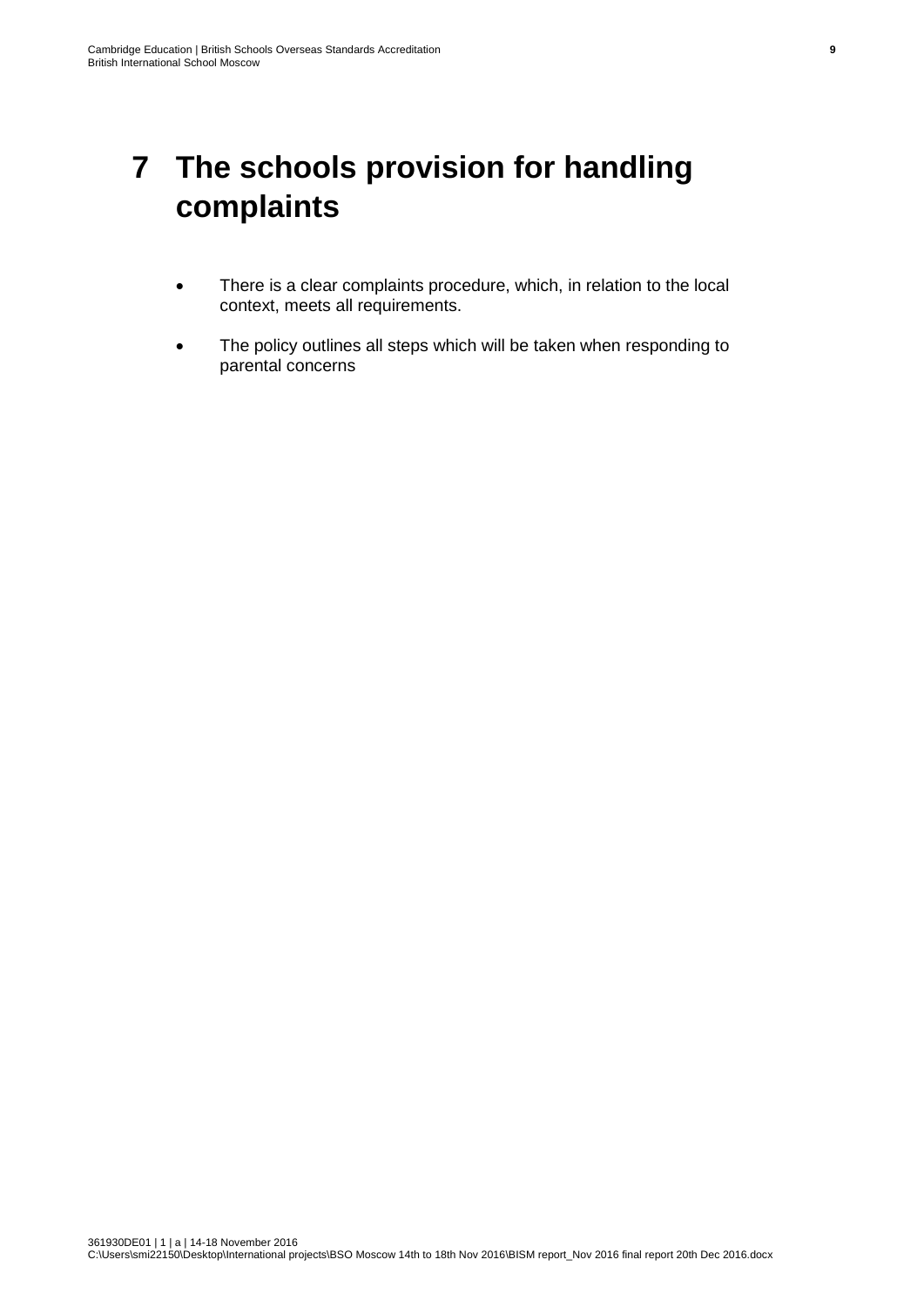# 7 The schools provision for handling complaints

- There is a clear complaints procedure, which, in relation to the local context, meets all requirements.
- The policy outlines all steps which will be taken when responding to parental concerns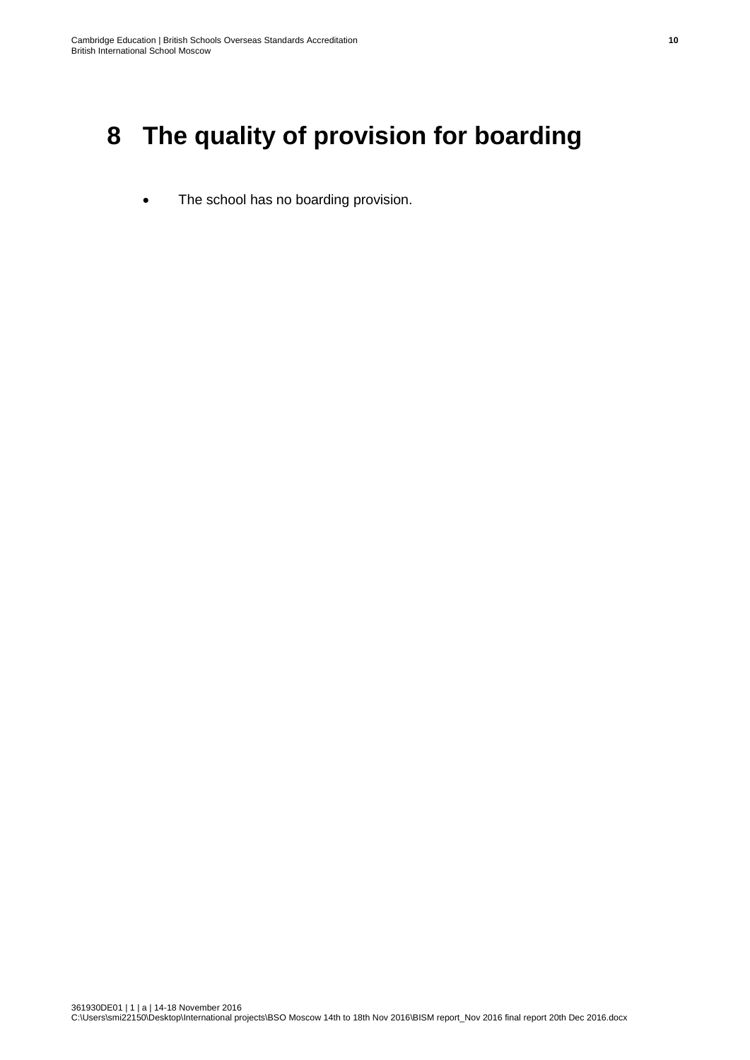# 8 The quality of provision for boarding

- The school has no boarding provision.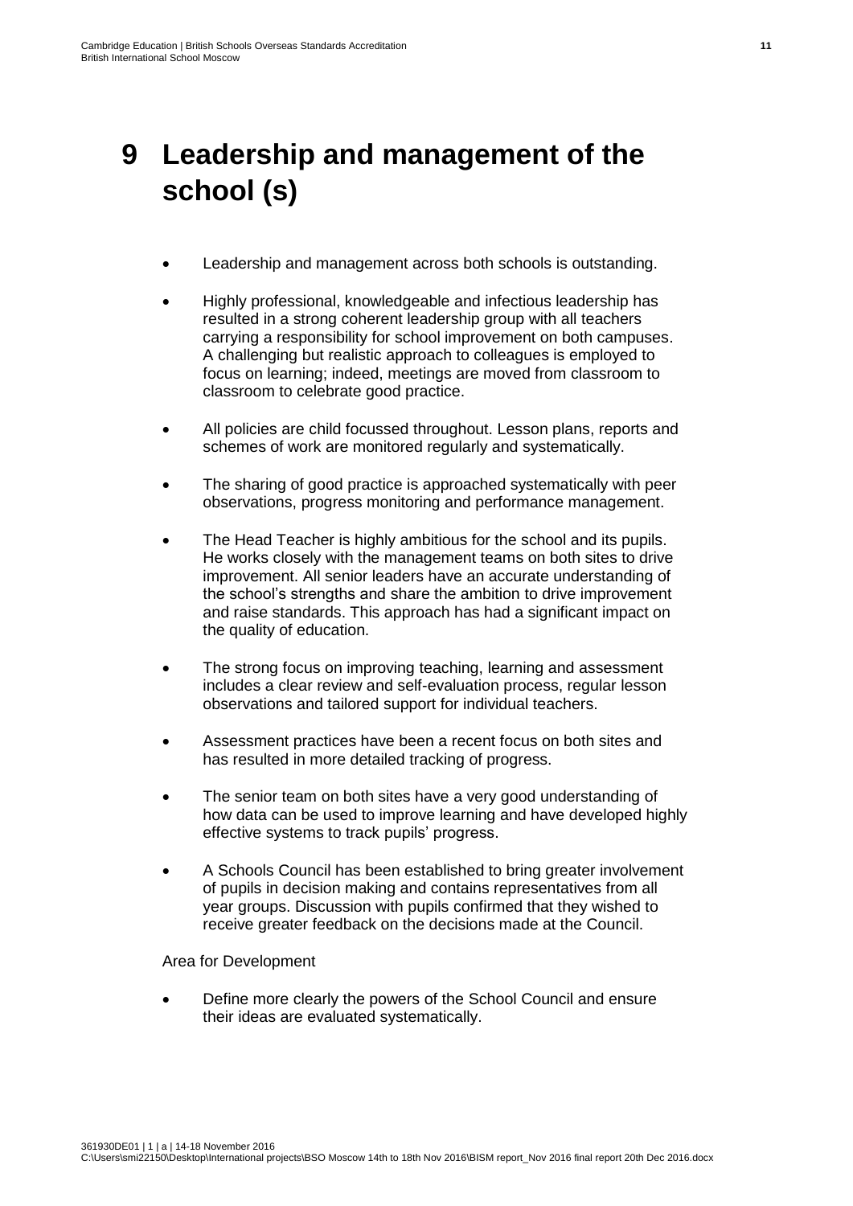# 9 Leadership and management of the school (s)

- Leadership and management across both schools is outstanding.
- Highly professional, knowledgeable and infectious leadership has resulted in a strong coherent leadership group with all teachers carrying a responsibility for school improvement on both campuses. A challenging but realistic approach to colleagues is employed to focus on learning; indeed, meetings are moved from classroom to classroom to celebrate good practice.
- All policies are child focussed throughout. Lesson plans, reports and schemes of work are monitored regularly and systematically.
- The sharing of good practice is approached systematically with peer observations, progress monitoring and performance management.
- The Head Teacher is highly ambitious for the school and its pupils. He works closely with the management teams on both sites to drive improvement. All senior leaders have an accurate understanding of the school's strengths and share the ambition to drive improvement and raise standards. This approach has had a significant impact on the quality of education.
- The strong focus on improving teaching, learning and assessment includes a clear review and self-evaluation process, regular lesson observations and tailored support for individual teachers.
- Assessment practices have been a recent focus on both sites and has resulted in more detailed tracking of progress.
- The senior team on both sites have a very good understanding of how data can be used to improve learning and have developed highly effective systems to track pupils' progress.
- A Schools Council has been established to bring greater involvement of pupils in decision making and contains representatives from all year groups. Discussion with pupils confirmed that they wished to receive greater feedback on the decisions made at the Council.

Area for Development

- Define more clearly the powers of the School Council and ensure their ideas are evaluated systematically.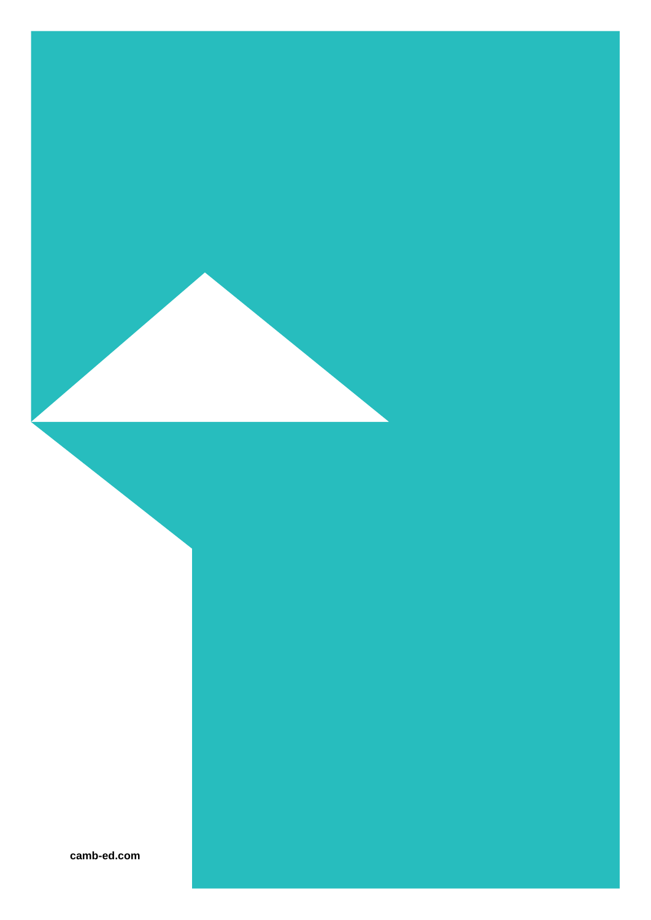**camb-ed.com**